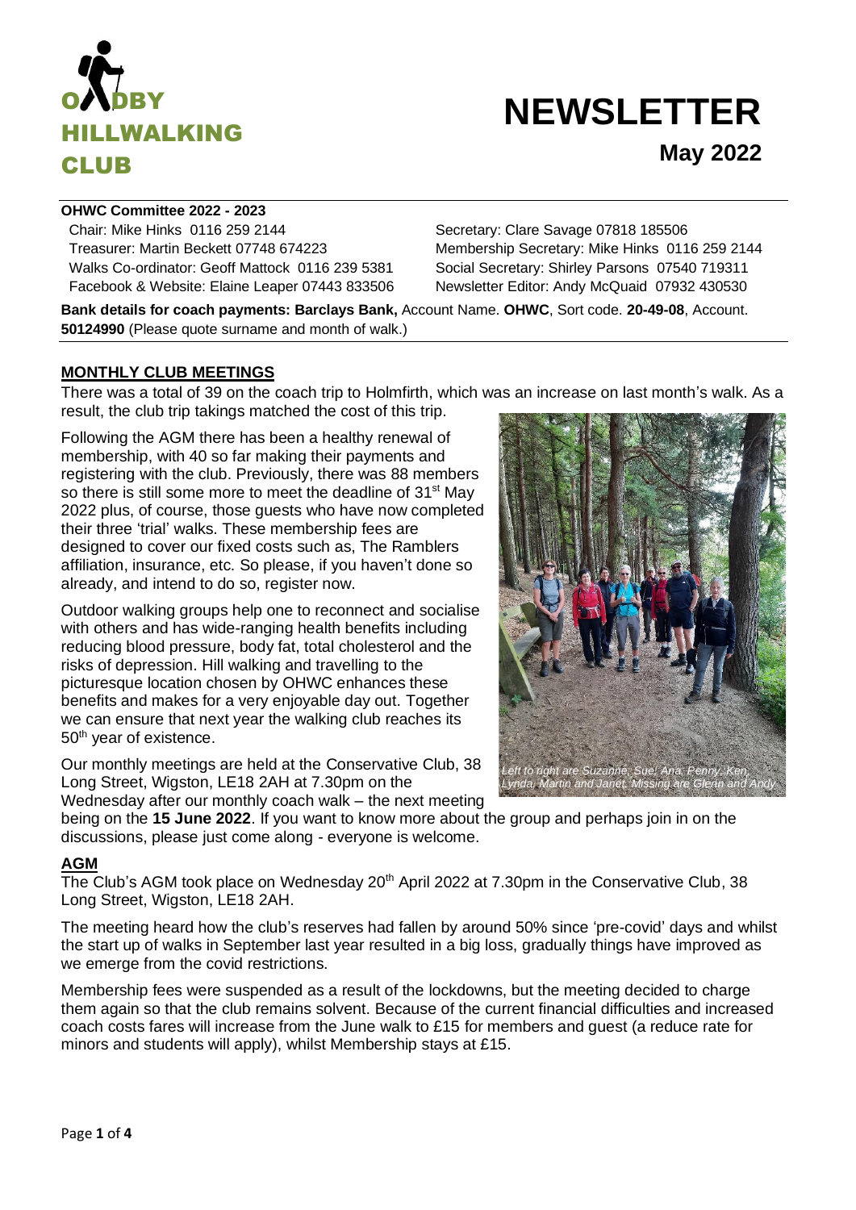# OADBY HILLWALKING CLUB

# NEWSLETTER

## May 2022

**OHWC Committee 2022 - 2023**

Chair: Mike Hinks 0116 259 2144
Treasurer: Martin Beckett 07748 674223
Walks Co-ordinator: Geoff Mattock 0116 239 5381
Facebook & Website: Elaine Leaper 07443 833506
Secretary: Clare Savage 07818 185506
Membership Secretary: Mike Hinks 0116 259 2144
Social Secretary: Shirley Parsons 07540 719311
Newsletter Editor: Andy McQuaid 07932 430530

**Bank details for coach payments: Barclays Bank,** Account Name. **OHWC**, Sort code. **20-49-08**, Account. **50124990** (Please quote surname and month of walk.)

### MONTHLY CLUB MEETINGS

There was a total of 39 on the coach trip to Holmfirth, which was an increase on last month's walk. As a result, the club trip takings matched the cost of this trip.

Following the AGM there has been a healthy renewal of membership, with 40 so far making their payments and registering with the club. Previously, there was 88 members so there is still some more to meet the deadline of 31st May 2022 plus, of course, those guests who have now completed their three 'trial' walks. These membership fees are designed to cover our fixed costs such as, The Ramblers affiliation, insurance, etc. So please, if you haven't done so already, and intend to do so, register now.

Outdoor walking groups help one to reconnect and socialise with others and has wide-ranging health benefits including reducing blood pressure, body fat, total cholesterol and the risks of depression. Hill walking and travelling to the picturesque location chosen by OHWC enhances these benefits and makes for a very enjoyable day out. Together we can ensure that next year the walking club reaches its 50th year of existence.

*Left to right are Suzanne, Sue, Ana, Penny, Ken, Lynda, Martin and Janet. Missing are Glenn and Andy*

Our monthly meetings are held at the Conservative Club, 38 Long Street, Wigston, LE18 2AH at 7.30pm on the Wednesday after our monthly coach walk – the next meeting being on the **15 June 2022**. If you want to know more about the group and perhaps join in on the discussions, please just come along - everyone is welcome.

### AGM

The Club's AGM took place on Wednesday 20th April 2022 at 7.30pm in the Conservative Club, 38 Long Street, Wigston, LE18 2AH.

The meeting heard how the club's reserves had fallen by around 50% since 'pre-covid' days and whilst the start up of walks in September last year resulted in a big loss, gradually things have improved as we emerge from the covid restrictions.

Membership fees were suspended as a result of the lockdowns, but the meeting decided to charge them again so that the club remains solvent. Because of the current financial difficulties and increased coach costs fares will increase from the June walk to £15 for members and guest (a reduce rate for minors and students will apply), whilst Membership stays at £15.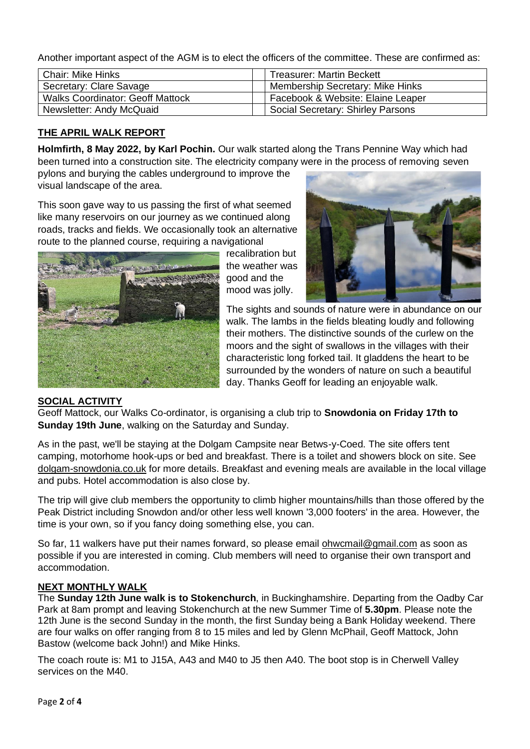Another important aspect of the AGM is to elect the officers of the committee. These are confirmed as:

| | |
|---|---|
| Chair: Mike Hinks | Treasurer: Martin Beckett |
| Secretary: Clare Savage | Membership Secretary: Mike Hinks |
| Walks Coordinator: Geoff Mattock | Facebook & Website: Elaine Leaper |
| Newsletter: Andy McQuaid | Social Secretary: Shirley Parsons |

## THE APRIL WALK REPORT

**Holmfirth, 8 May 2022, by Karl Pochin.** Our walk started along the Trans Pennine Way which had been turned into a construction site. The electricity company were in the process of removing seven pylons and burying the cables underground to improve the visual landscape of the area.

This soon gave way to us passing the first of what seemed like many reservoirs on our journey as we continued along roads, tracks and fields. We occasionally took an alternative route to the planned course, requiring a navigational recalibration but the weather was good and the mood was jolly.

The sights and sounds of nature were in abundance on our walk. The lambs in the fields bleating loudly and following their mothers. The distinctive sounds of the curlew on the moors and the sight of swallows in the villages with their characteristic long forked tail. It gladdens the heart to be surrounded by the wonders of nature on such a beautiful day. Thanks Geoff for leading an enjoyable walk.

## SOCIAL ACTIVITY

Geoff Mattock, our Walks Co-ordinator, is organising a club trip to **Snowdonia on Friday 17th to Sunday 19th June**, walking on the Saturday and Sunday.

As in the past, we'll be staying at the Dolgam Campsite near Betws-y-Coed. The site offers tent camping, motorhome hook-ups or bed and breakfast. There is a toilet and showers block on site. See dolgam-snowdonia.co.uk for more details. Breakfast and evening meals are available in the local village and pubs. Hotel accommodation is also close by.

The trip will give club members the opportunity to climb higher mountains/hills than those offered by the Peak District including Snowdon and/or other less well known '3,000 footers' in the area. However, the time is your own, so if you fancy doing something else, you can.

So far, 11 walkers have put their names forward, so please email ohwcmail@gmail.com as soon as possible if you are interested in coming. Club members will need to organise their own transport and accommodation.

## NEXT MONTHLY WALK

The **Sunday 12th June walk is to Stokenchurch**, in Buckinghamshire. Departing from the Oadby Car Park at 8am prompt and leaving Stokenchurch at the new Summer Time of **5.30pm**. Please note the 12th June is the second Sunday in the month, the first Sunday being a Bank Holiday weekend. There are four walks on offer ranging from 8 to 15 miles and led by Glenn McPhail, Geoff Mattock, John Bastow (welcome back John!) and Mike Hinks.

The coach route is: M1 to J15A, A43 and M40 to J5 then A40. The boot stop is in Cherwell Valley services on the M40.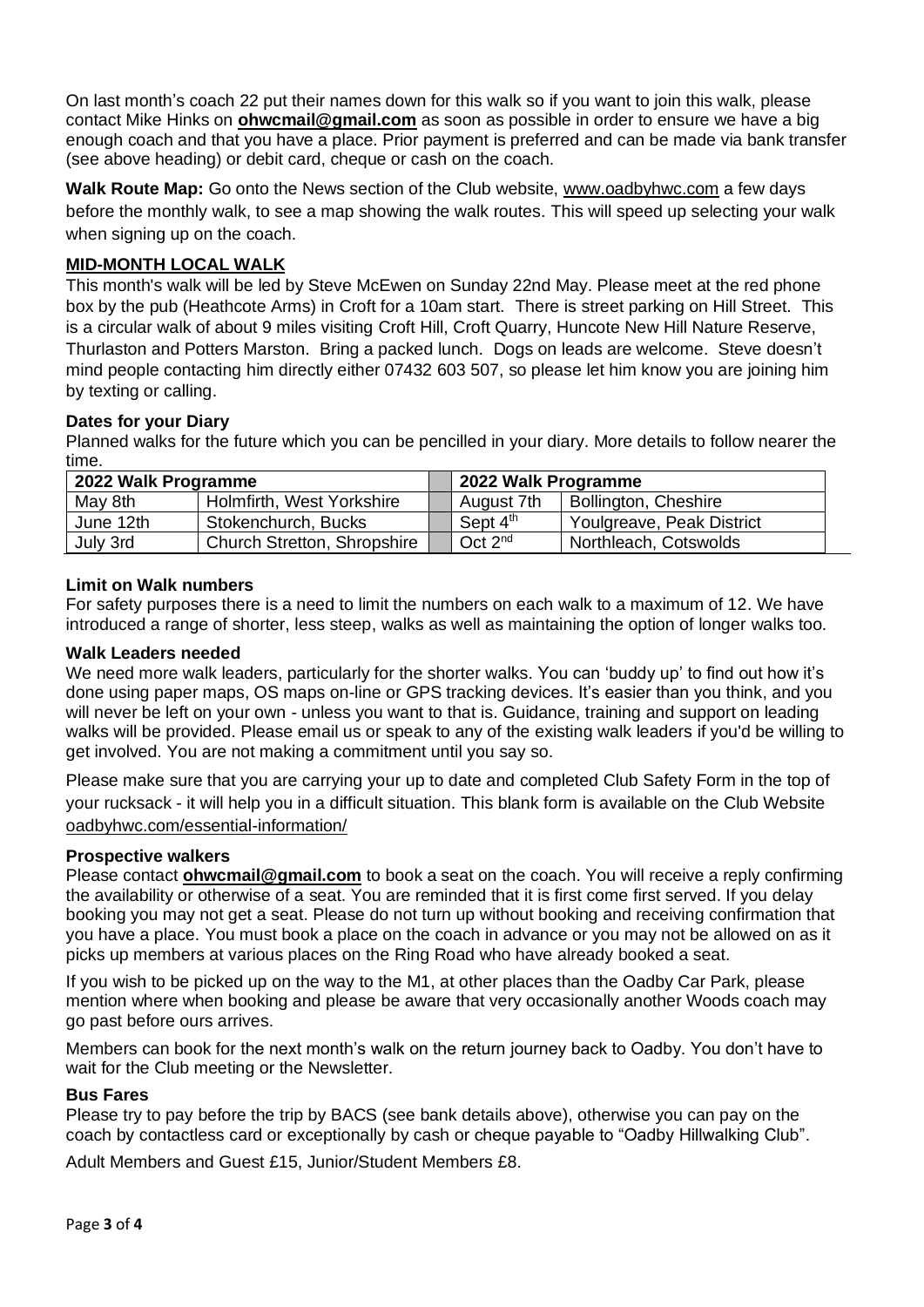On last month's coach 22 put their names down for this walk so if you want to join this walk, please contact Mike Hinks on **ohwcmail@gmail.com** as soon as possible in order to ensure we have a big enough coach and that you have a place. Prior payment is preferred and can be made via bank transfer (see above heading) or debit card, cheque or cash on the coach.

**Walk Route Map:** Go onto the News section of the Club website, www.oadbyhwc.com a few days before the monthly walk, to see a map showing the walk routes. This will speed up selecting your walk when signing up on the coach.

### MID-MONTH LOCAL WALK

This month's walk will be led by Steve McEwen on Sunday 22nd May. Please meet at the red phone box by the pub (Heathcote Arms) in Croft for a 10am start. There is street parking on Hill Street. This is a circular walk of about 9 miles visiting Croft Hill, Croft Quarry, Huncote New Hill Nature Reserve, Thurlaston and Potters Marston. Bring a packed lunch. Dogs on leads are welcome. Steve doesn't mind people contacting him directly either 07432 603 507, so please let him know you are joining him by texting or calling.

### Dates for your Diary

Planned walks for the future which you can be pencilled in your diary. More details to follow nearer the time.

| 2022 Walk Programme | | | 2022 Walk Programme | |
|---|---|---|---|---|
| May 8th | Holmfirth, West Yorkshire | | August 7th | Bollington, Cheshire |
| June 12th | Stokenchurch, Bucks | | Sept 4th | Youlgreave, Peak District |
| July 3rd | Church Stretton, Shropshire | | Oct 2nd | Northleach, Cotswolds |

### Limit on Walk numbers

For safety purposes there is a need to limit the numbers on each walk to a maximum of 12. We have introduced a range of shorter, less steep, walks as well as maintaining the option of longer walks too.

### Walk Leaders needed

We need more walk leaders, particularly for the shorter walks. You can 'buddy up' to find out how it's done using paper maps, OS maps on-line or GPS tracking devices. It's easier than you think, and you will never be left on your own - unless you want to that is. Guidance, training and support on leading walks will be provided. Please email us or speak to any of the existing walk leaders if you'd be willing to get involved. You are not making a commitment until you say so.

Please make sure that you are carrying your up to date and completed Club Safety Form in the top of your rucksack - it will help you in a difficult situation. This blank form is available on the Club Website oadbyhwc.com/essential-information/

### Prospective walkers

Please contact **ohwcmail@gmail.com** to book a seat on the coach. You will receive a reply confirming the availability or otherwise of a seat. You are reminded that it is first come first served. If you delay booking you may not get a seat. Please do not turn up without booking and receiving confirmation that you have a place. You must book a place on the coach in advance or you may not be allowed on as it picks up members at various places on the Ring Road who have already booked a seat.

If you wish to be picked up on the way to the M1, at other places than the Oadby Car Park, please mention where when booking and please be aware that very occasionally another Woods coach may go past before ours arrives.

Members can book for the next month's walk on the return journey back to Oadby. You don't have to wait for the Club meeting or the Newsletter.

### Bus Fares

Please try to pay before the trip by BACS (see bank details above), otherwise you can pay on the coach by contactless card or exceptionally by cash or cheque payable to "Oadby Hillwalking Club".

Adult Members and Guest £15, Junior/Student Members £8.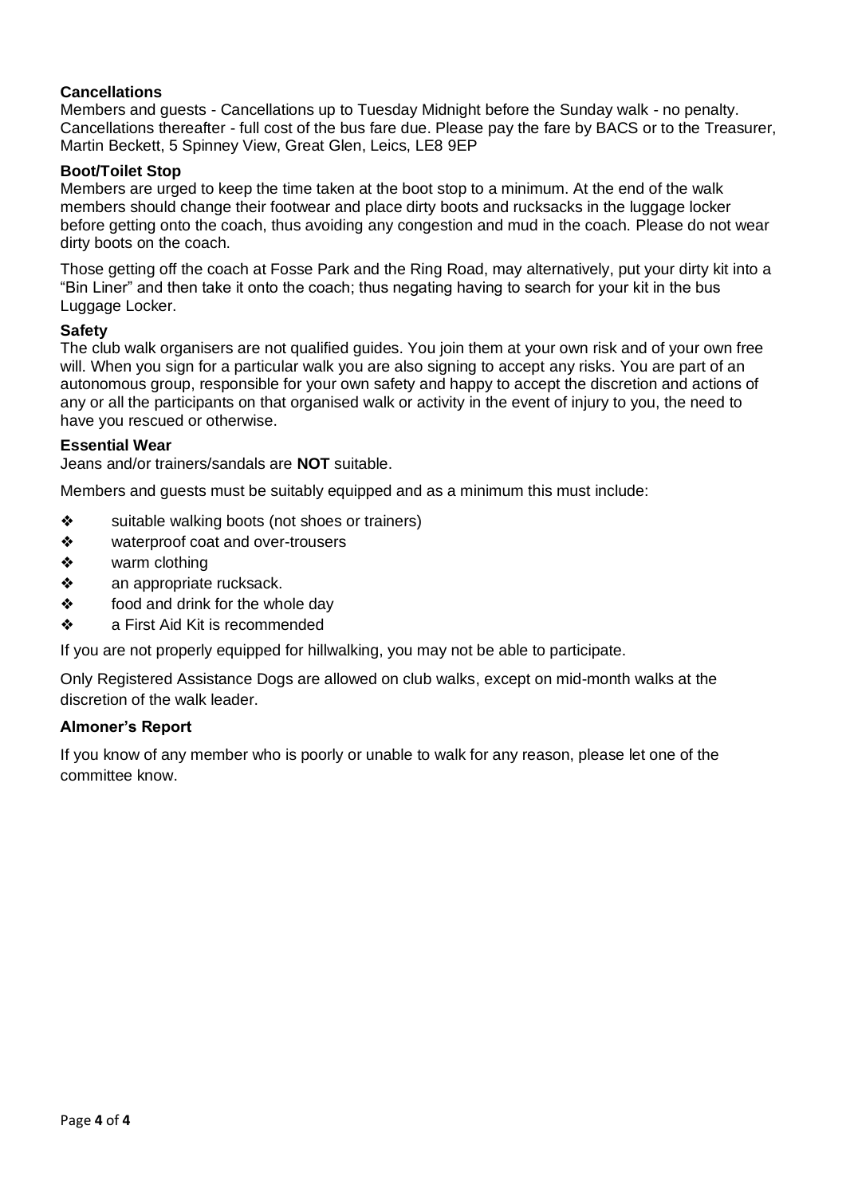### Cancellations

Members and guests - Cancellations up to Tuesday Midnight before the Sunday walk - no penalty. Cancellations thereafter - full cost of the bus fare due. Please pay the fare by BACS or to the Treasurer, Martin Beckett, 5 Spinney View, Great Glen, Leics, LE8 9EP

### Boot/Toilet Stop

Members are urged to keep the time taken at the boot stop to a minimum. At the end of the walk members should change their footwear and place dirty boots and rucksacks in the luggage locker before getting onto the coach, thus avoiding any congestion and mud in the coach. Please do not wear dirty boots on the coach.

Those getting off the coach at Fosse Park and the Ring Road, may alternatively, put your dirty kit into a "Bin Liner" and then take it onto the coach; thus negating having to search for your kit in the bus Luggage Locker.

### Safety

The club walk organisers are not qualified guides. You join them at your own risk and of your own free will. When you sign for a particular walk you are also signing to accept any risks. You are part of an autonomous group, responsible for your own safety and happy to accept the discretion and actions of any or all the participants on that organised walk or activity in the event of injury to you, the need to have you rescued or otherwise.

### Essential Wear

Jeans and/or trainers/sandals are **NOT** suitable.

Members and guests must be suitably equipped and as a minimum this must include:

- suitable walking boots (not shoes or trainers)
- waterproof coat and over-trousers
- warm clothing
- an appropriate rucksack.
- food and drink for the whole day
- a First Aid Kit is recommended

If you are not properly equipped for hillwalking, you may not be able to participate.

Only Registered Assistance Dogs are allowed on club walks, except on mid-month walks at the discretion of the walk leader.

### Almoner's Report

If you know of any member who is poorly or unable to walk for any reason, please let one of the committee know.